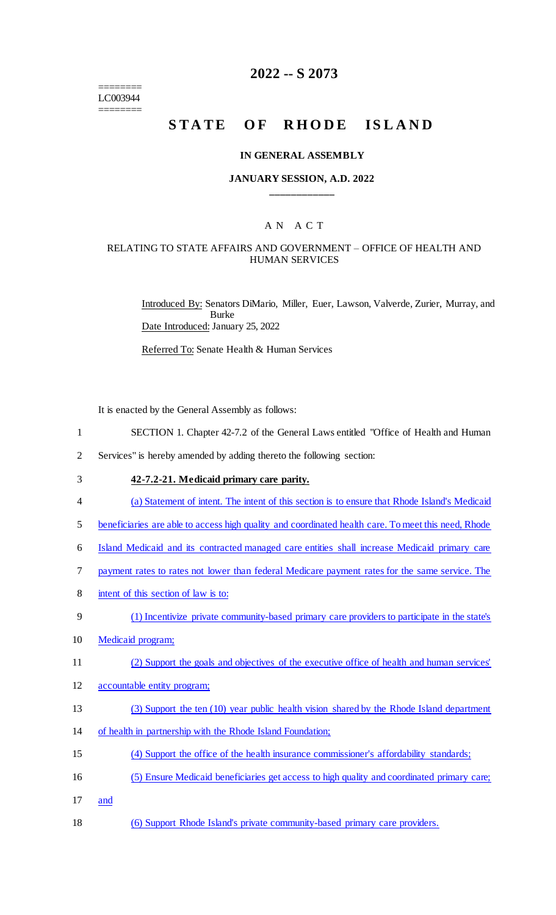========
LC003944
========

# 2022 -- S 2073

# STATE OF RHODE ISLAND

## IN GENERAL ASSEMBLY

### JANUARY SESSION, A.D. 2022

---

## A N A C T

### RELATING TO STATE AFFAIRS AND GOVERNMENT – OFFICE OF HEALTH AND HUMAN SERVICES

Introduced By: Senators DiMario, Miller, Euer, Lawson, Valverde, Zurier, Murray, and Burke

Date Introduced: January 25, 2022

Referred To: Senate Health & Human Services

It is enacted by the General Assembly as follows:

1 SECTION 1. Chapter 42-7.2 of the General Laws entitled "Office of Health and Human
2 Services" is hereby amended by adding thereto the following section:

3 **42-7.2-21. Medicaid primary care parity.**

4 (a) Statement of intent. The intent of this section is to ensure that Rhode Island's Medicaid
5 beneficiaries are able to access high quality and coordinated health care. To meet this need, Rhode
6 Island Medicaid and its contracted managed care entities shall increase Medicaid primary care
7 payment rates to rates not lower than federal Medicare payment rates for the same service. The
8 intent of this section of law is to:

9 (1) Incentivize private community-based primary care providers to participate in the state's
10 Medicaid program;

11 (2) Support the goals and objectives of the executive office of health and human services'
12 accountable entity program;

13 (3) Support the ten (10) year public health vision shared by the Rhode Island department
14 of health in partnership with the Rhode Island Foundation;

15 (4) Support the office of the health insurance commissioner's affordability standards;

16 (5) Ensure Medicaid beneficiaries get access to high quality and coordinated primary care;
17 and

18 (6) Support Rhode Island's private community-based primary care providers.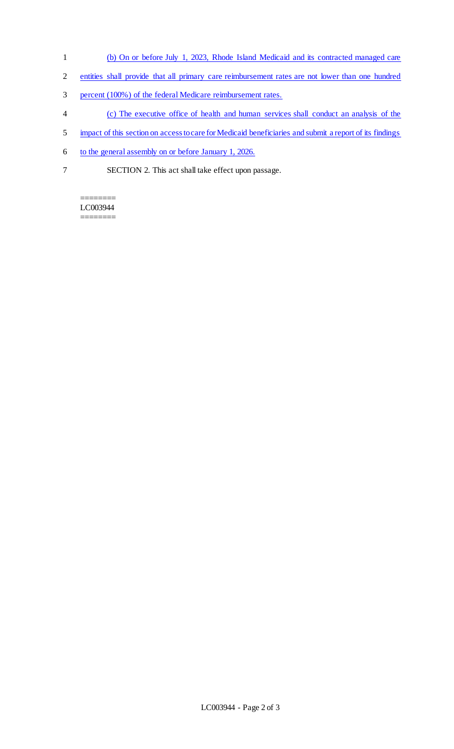(b) On or before July 1, 2023, Rhode Island Medicaid and its contracted managed care entities shall provide that all primary care reimbursement rates are not lower than one hundred percent (100%) of the federal Medicare reimbursement rates.

(c) The executive office of health and human services shall conduct an analysis of the impact of this section on access to care for Medicaid beneficiaries and submit a report of its findings to the general assembly on or before January 1, 2026.

SECTION 2. This act shall take effect upon passage.

========
LC003944
========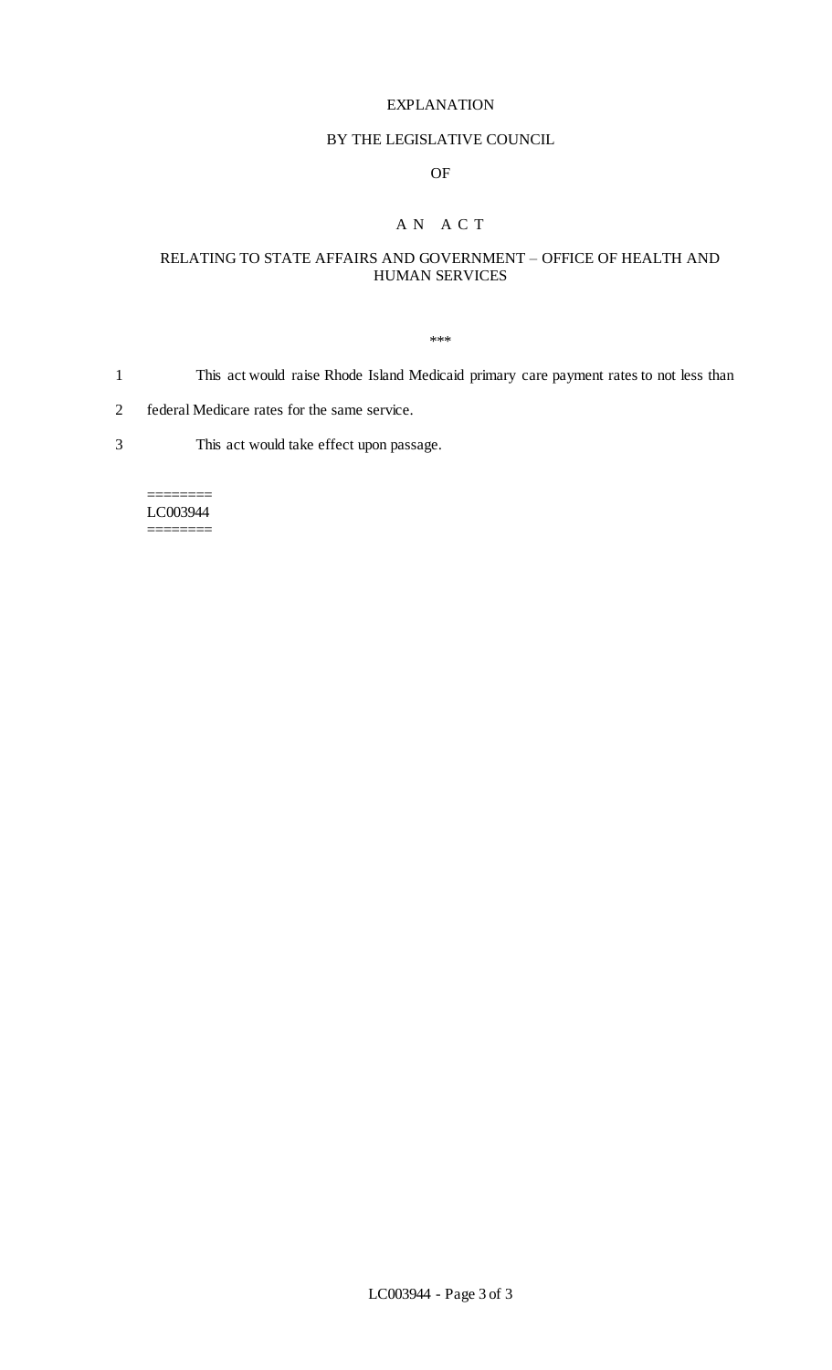EXPLANATION

BY THE LEGISLATIVE COUNCIL

OF

# A N A C T

RELATING TO STATE AFFAIRS AND GOVERNMENT – OFFICE OF HEALTH AND HUMAN SERVICES

\*\*\*

1 This act would raise Rhode Island Medicaid primary care payment rates to not less than

2 federal Medicare rates for the same service.

3 This act would take effect upon passage.

========
LC003944
========